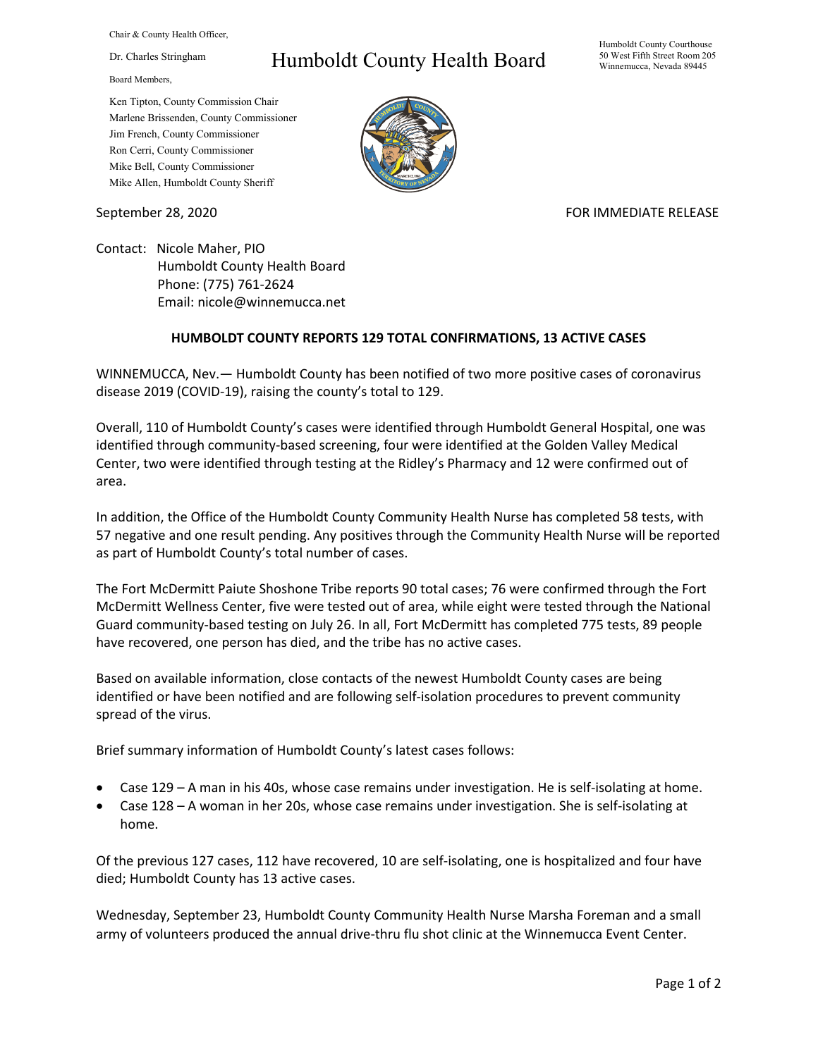Chair & County Health Officer,

Dr. Charles Stringham

Board Members,

Ken Tipton, County Commission Chair
Marlene Brissenden, County Commissioner
Jim French, County Commissioner
Ron Cerri, County Commissioner
Mike Bell, County Commissioner
Mike Allen, Humboldt County Sheriff

# Humboldt County Health Board

Humboldt County Courthouse
50 West Fifth Street Room 205
Winnemucca, Nevada 89445

September 28, 2020

FOR IMMEDIATE RELEASE

Contact: Nicole Maher, PIO
Humboldt County Health Board
Phone: (775) 761-2624
Email: nicole@winnemucca.net

**HUMBOLDT COUNTY REPORTS 129 TOTAL CONFIRMATIONS, 13 ACTIVE CASES**

WINNEMUCCA, Nev.— Humboldt County has been notified of two more positive cases of coronavirus disease 2019 (COVID-19), raising the county's total to 129.

Overall, 110 of Humboldt County's cases were identified through Humboldt General Hospital, one was identified through community-based screening, four were identified at the Golden Valley Medical Center, two were identified through testing at the Ridley's Pharmacy and 12 were confirmed out of area.

In addition, the Office of the Humboldt County Community Health Nurse has completed 58 tests, with 57 negative and one result pending. Any positives through the Community Health Nurse will be reported as part of Humboldt County's total number of cases.

The Fort McDermitt Paiute Shoshone Tribe reports 90 total cases; 76 were confirmed through the Fort McDermitt Wellness Center, five were tested out of area, while eight were tested through the National Guard community-based testing on July 26. In all, Fort McDermitt has completed 775 tests, 89 people have recovered, one person has died, and the tribe has no active cases.

Based on available information, close contacts of the newest Humboldt County cases are being identified or have been notified and are following self-isolation procedures to prevent community spread of the virus.

Brief summary information of Humboldt County's latest cases follows:

- Case 129 – A man in his 40s, whose case remains under investigation. He is self-isolating at home.
- Case 128 – A woman in her 20s, whose case remains under investigation. She is self-isolating at home.

Of the previous 127 cases, 112 have recovered, 10 are self-isolating, one is hospitalized and four have died; Humboldt County has 13 active cases.

Wednesday, September 23, Humboldt County Community Health Nurse Marsha Foreman and a small army of volunteers produced the annual drive-thru flu shot clinic at the Winnemucca Event Center.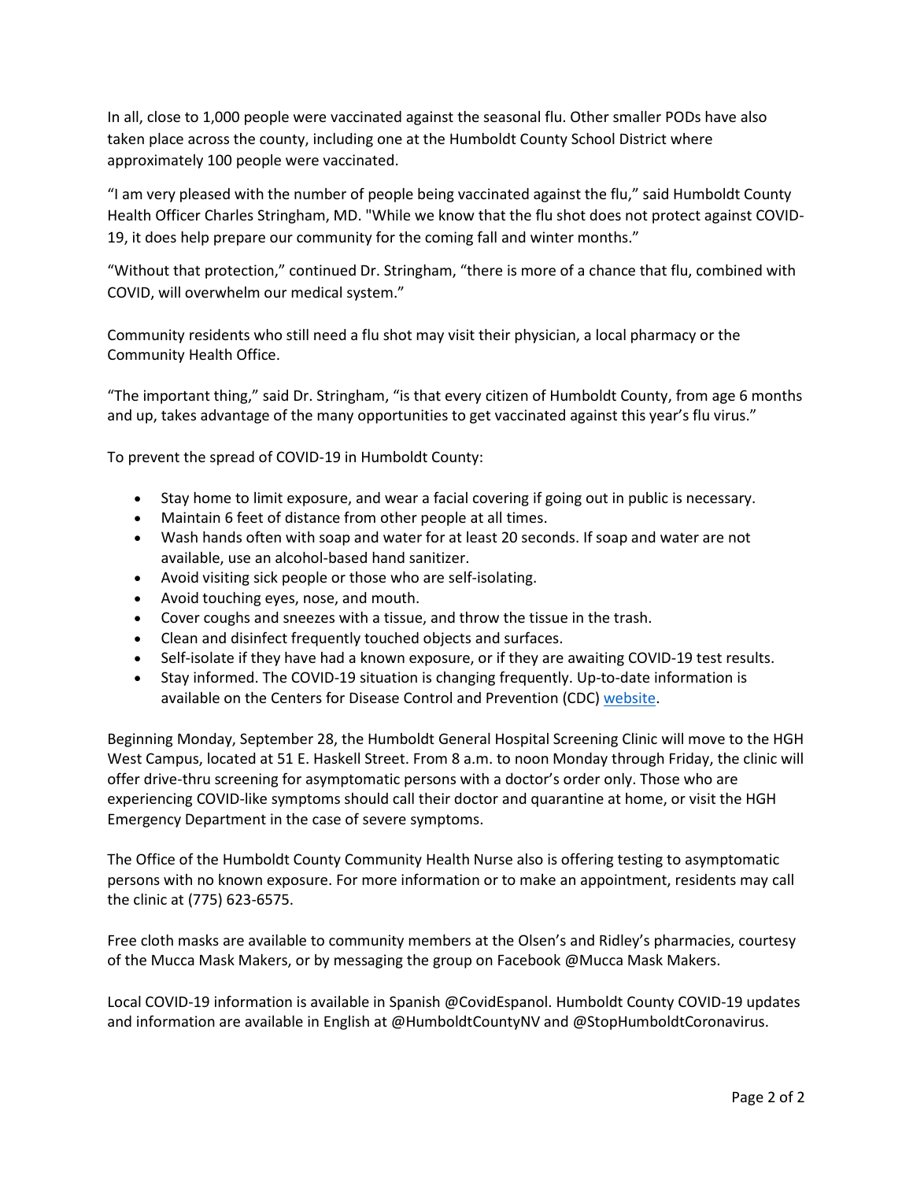In all, close to 1,000 people were vaccinated against the seasonal flu. Other smaller PODs have also taken place across the county, including one at the Humboldt County School District where approximately 100 people were vaccinated.

"I am very pleased with the number of people being vaccinated against the flu," said Humboldt County Health Officer Charles Stringham, MD. "While we know that the flu shot does not protect against COVID-19, it does help prepare our community for the coming fall and winter months."

"Without that protection," continued Dr. Stringham, "there is more of a chance that flu, combined with COVID, will overwhelm our medical system."

Community residents who still need a flu shot may visit their physician, a local pharmacy or the Community Health Office.

"The important thing," said Dr. Stringham, "is that every citizen of Humboldt County, from age 6 months and up, takes advantage of the many opportunities to get vaccinated against this year's flu virus."

To prevent the spread of COVID-19 in Humboldt County:

- Stay home to limit exposure, and wear a facial covering if going out in public is necessary.
- Maintain 6 feet of distance from other people at all times.
- Wash hands often with soap and water for at least 20 seconds. If soap and water are not available, use an alcohol-based hand sanitizer.
- Avoid visiting sick people or those who are self-isolating.
- Avoid touching eyes, nose, and mouth.
- Cover coughs and sneezes with a tissue, and throw the tissue in the trash.
- Clean and disinfect frequently touched objects and surfaces.
- Self-isolate if they have had a known exposure, or if they are awaiting COVID-19 test results.
- Stay informed. The COVID-19 situation is changing frequently. Up-to-date information is available on the Centers for Disease Control and Prevention (CDC) website.

Beginning Monday, September 28, the Humboldt General Hospital Screening Clinic will move to the HGH West Campus, located at 51 E. Haskell Street. From 8 a.m. to noon Monday through Friday, the clinic will offer drive-thru screening for asymptomatic persons with a doctor's order only. Those who are experiencing COVID-like symptoms should call their doctor and quarantine at home, or visit the HGH Emergency Department in the case of severe symptoms.

The Office of the Humboldt County Community Health Nurse also is offering testing to asymptomatic persons with no known exposure. For more information or to make an appointment, residents may call the clinic at (775) 623-6575.

Free cloth masks are available to community members at the Olsen's and Ridley's pharmacies, courtesy of the Mucca Mask Makers, or by messaging the group on Facebook @Mucca Mask Makers.

Local COVID-19 information is available in Spanish @CovidEspanol. Humboldt County COVID-19 updates and information are available in English at @HumboldtCountyNV and @StopHumboldtCoronavirus.